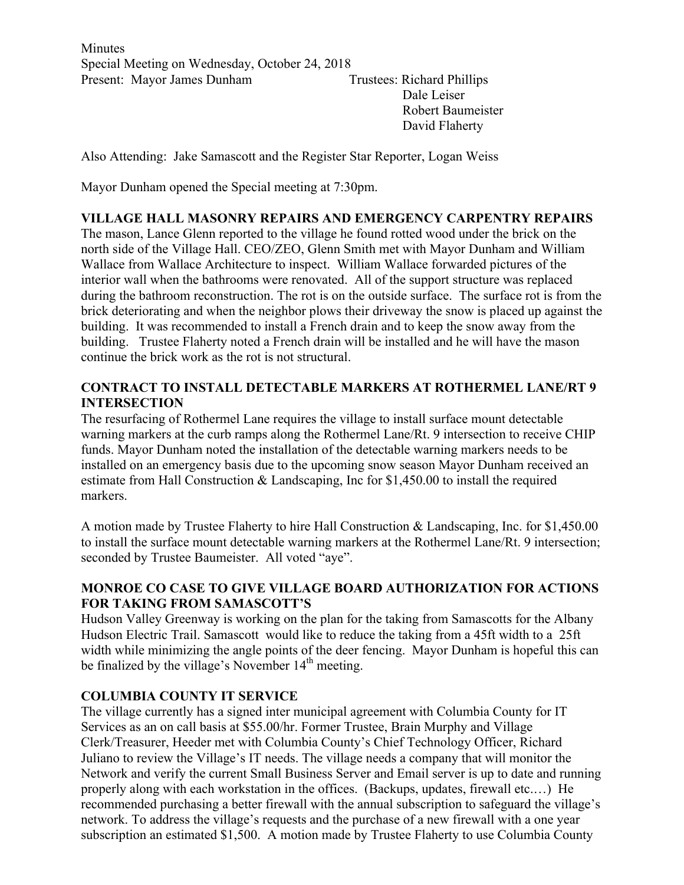Minutes
Special Meeting on Wednesday, October 24, 2018

Present: Mayor James Dunham

Trustees: Richard Phillips
Dale Leiser
Robert Baumeister
David Flaherty

Also Attending: Jake Samascott and the Register Star Reporter, Logan Weiss

Mayor Dunham opened the Special meeting at 7:30pm.

**VILLAGE HALL MASONRY REPAIRS AND EMERGENCY CARPENTRY REPAIRS**

The mason, Lance Glenn reported to the village he found rotted wood under the brick on the north side of the Village Hall. CEO/ZEO, Glenn Smith met with Mayor Dunham and William Wallace from Wallace Architecture to inspect. William Wallace forwarded pictures of the interior wall when the bathrooms were renovated. All of the support structure was replaced during the bathroom reconstruction. The rot is on the outside surface. The surface rot is from the brick deteriorating and when the neighbor plows their driveway the snow is placed up against the building. It was recommended to install a French drain and to keep the snow away from the building. Trustee Flaherty noted a French drain will be installed and he will have the mason continue the brick work as the rot is not structural.

**CONTRACT TO INSTALL DETECTABLE MARKERS AT ROTHERMEL LANE/RT 9 INTERSECTION**

The resurfacing of Rothermel Lane requires the village to install surface mount detectable warning markers at the curb ramps along the Rothermel Lane/Rt. 9 intersection to receive CHIP funds. Mayor Dunham noted the installation of the detectable warning markers needs to be installed on an emergency basis due to the upcoming snow season Mayor Dunham received an estimate from Hall Construction & Landscaping, Inc for $1,450.00 to install the required markers.

A motion made by Trustee Flaherty to hire Hall Construction & Landscaping, Inc. for $1,450.00 to install the surface mount detectable warning markers at the Rothermel Lane/Rt. 9 intersection; seconded by Trustee Baumeister. All voted "aye".

**MONROE CO CASE TO GIVE VILLAGE BOARD AUTHORIZATION FOR ACTIONS FOR TAKING FROM SAMASCOTT'S**

Hudson Valley Greenway is working on the plan for the taking from Samascotts for the Albany Hudson Electric Trail. Samascott would like to reduce the taking from a 45ft width to a 25ft width while minimizing the angle points of the deer fencing. Mayor Dunham is hopeful this can be finalized by the village's November 14th meeting.

**COLUMBIA COUNTY IT SERVICE**

The village currently has a signed inter municipal agreement with Columbia County for IT Services as an on call basis at $55.00/hr. Former Trustee, Brain Murphy and Village Clerk/Treasurer, Heeder met with Columbia County's Chief Technology Officer, Richard Juliano to review the Village's IT needs. The village needs a company that will monitor the Network and verify the current Small Business Server and Email server is up to date and running properly along with each workstation in the offices. (Backups, updates, firewall etc.…) He recommended purchasing a better firewall with the annual subscription to safeguard the village's network. To address the village's requests and the purchase of a new firewall with a one year subscription an estimated $1,500. A motion made by Trustee Flaherty to use Columbia County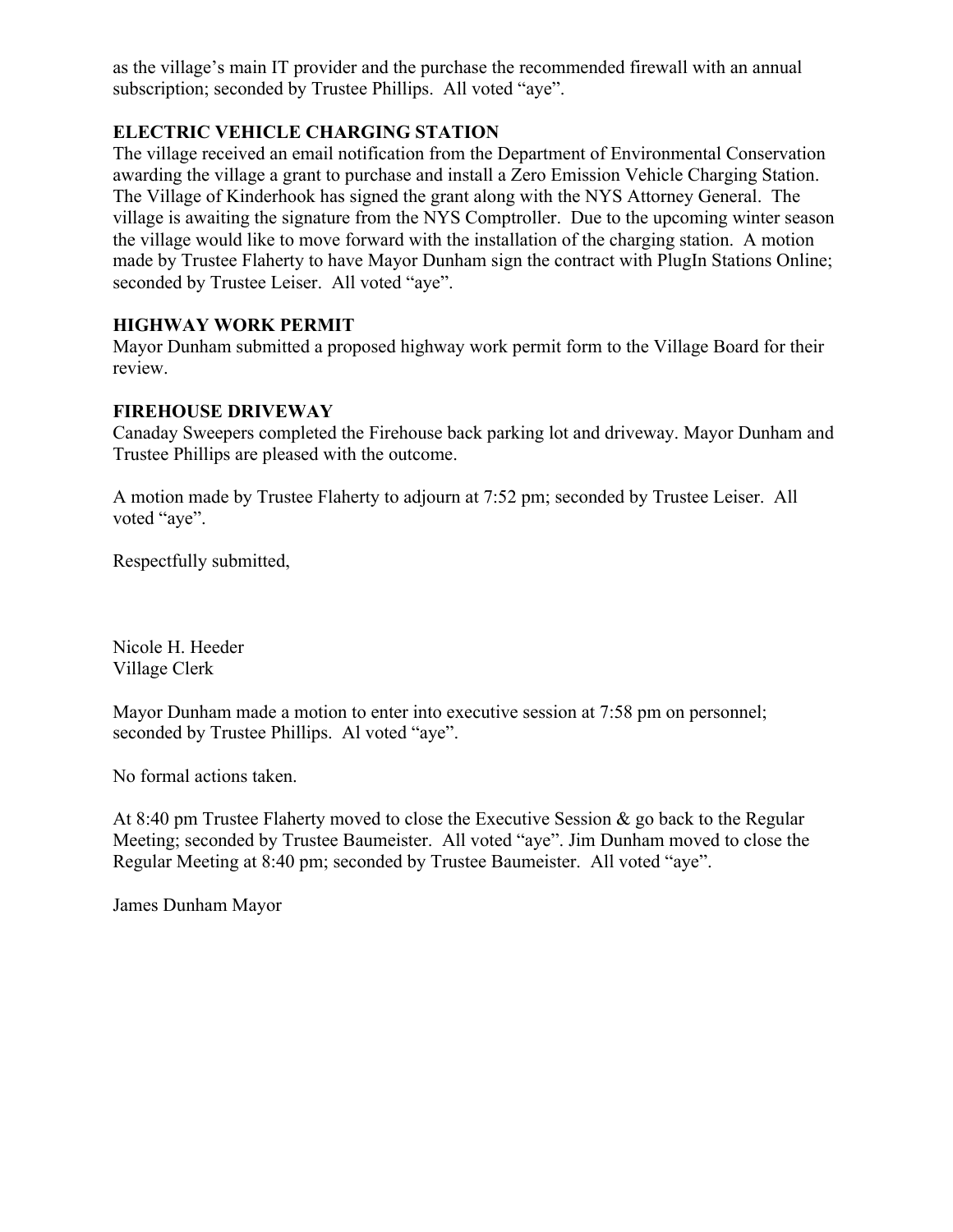as the village's main IT provider and the purchase the recommended firewall with an annual subscription; seconded by Trustee Phillips. All voted "aye".

**ELECTRIC VEHICLE CHARGING STATION**

The village received an email notification from the Department of Environmental Conservation awarding the village a grant to purchase and install a Zero Emission Vehicle Charging Station. The Village of Kinderhook has signed the grant along with the NYS Attorney General. The village is awaiting the signature from the NYS Comptroller. Due to the upcoming winter season the village would like to move forward with the installation of the charging station. A motion made by Trustee Flaherty to have Mayor Dunham sign the contract with PlugIn Stations Online; seconded by Trustee Leiser. All voted "aye".

**HIGHWAY WORK PERMIT**

Mayor Dunham submitted a proposed highway work permit form to the Village Board for their review.

**FIREHOUSE DRIVEWAY**

Canaday Sweepers completed the Firehouse back parking lot and driveway. Mayor Dunham and Trustee Phillips are pleased with the outcome.

A motion made by Trustee Flaherty to adjourn at 7:52 pm; seconded by Trustee Leiser. All voted "aye".

Respectfully submitted,

Nicole H. Heeder
Village Clerk

Mayor Dunham made a motion to enter into executive session at 7:58 pm on personnel; seconded by Trustee Phillips. Al voted "aye".

No formal actions taken.

At 8:40 pm Trustee Flaherty moved to close the Executive Session & go back to the Regular Meeting; seconded by Trustee Baumeister. All voted "aye". Jim Dunham moved to close the Regular Meeting at 8:40 pm; seconded by Trustee Baumeister. All voted "aye".

James Dunham Mayor